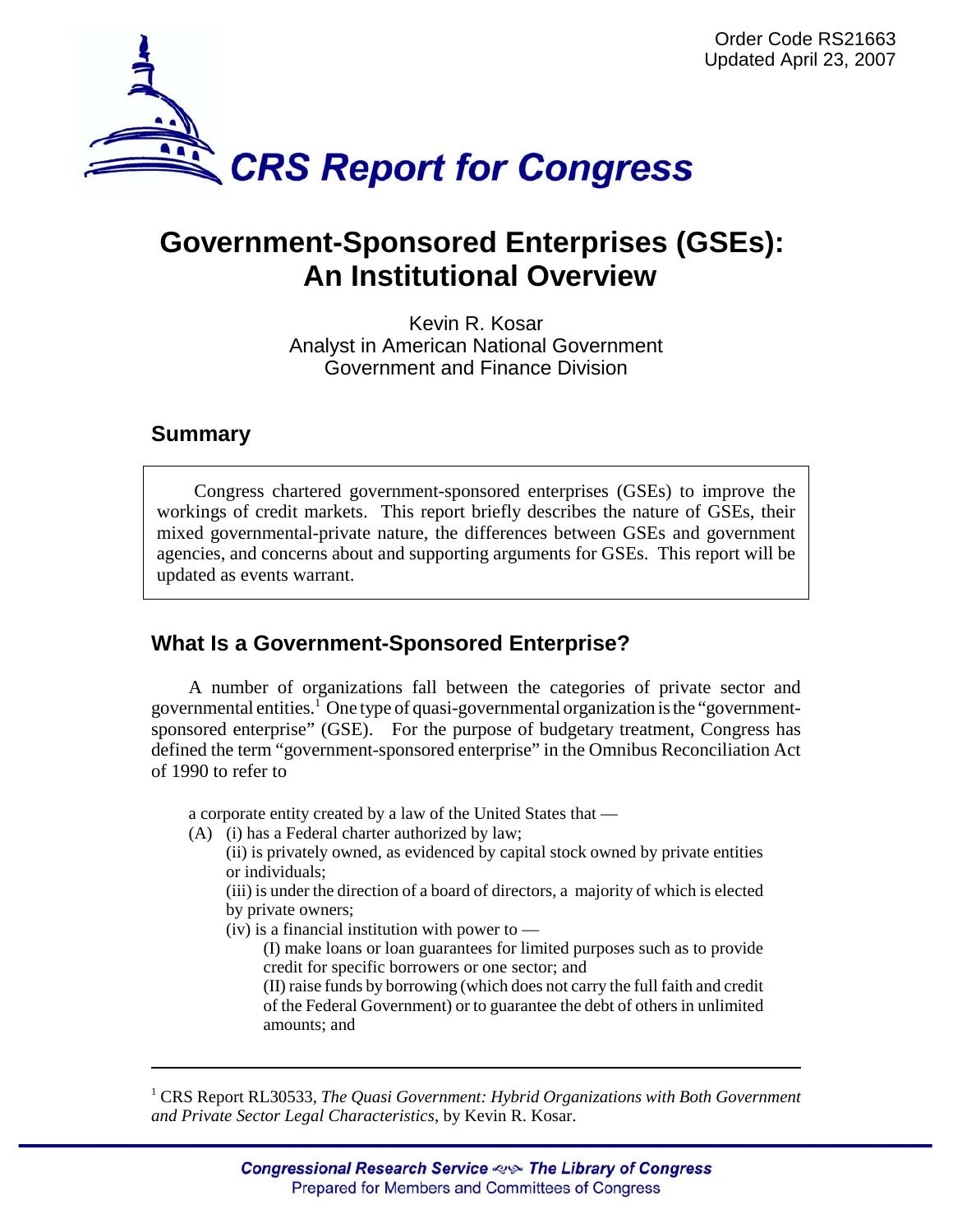Order Code RS21663
Updated April 23, 2007

# CRS Report for Congress

# Government-Sponsored Enterprises (GSEs): An Institutional Overview

Kevin R. Kosar
Analyst in American National Government
Government and Finance Division

## Summary

Congress chartered government-sponsored enterprises (GSEs) to improve the workings of credit markets. This report briefly describes the nature of GSEs, their mixed governmental-private nature, the differences between GSEs and government agencies, and concerns about and supporting arguments for GSEs. This report will be updated as events warrant.

## What Is a Government-Sponsored Enterprise?

A number of organizations fall between the categories of private sector and governmental entities.[1] One type of quasi-governmental organization is the "government-sponsored enterprise" (GSE). For the purpose of budgetary treatment, Congress has defined the term "government-sponsored enterprise" in the Omnibus Reconciliation Act of 1990 to refer to

> a corporate entity created by a law of the United States that —
>
> (A) (i) has a Federal charter authorized by law;
>
> (ii) is privately owned, as evidenced by capital stock owned by private entities or individuals;
>
> (iii) is under the direction of a board of directors, a majority of which is elected by private owners;
>
> (iv) is a financial institution with power to —
>
> (I) make loans or loan guarantees for limited purposes such as to provide credit for specific borrowers or one sector; and
>
> (II) raise funds by borrowing (which does not carry the full faith and credit of the Federal Government) or to guarantee the debt of others in unlimited amounts; and

---

[1] CRS Report RL30533, *The Quasi Government: Hybrid Organizations with Both Government and Private Sector Legal Characteristics*, by Kevin R. Kosar.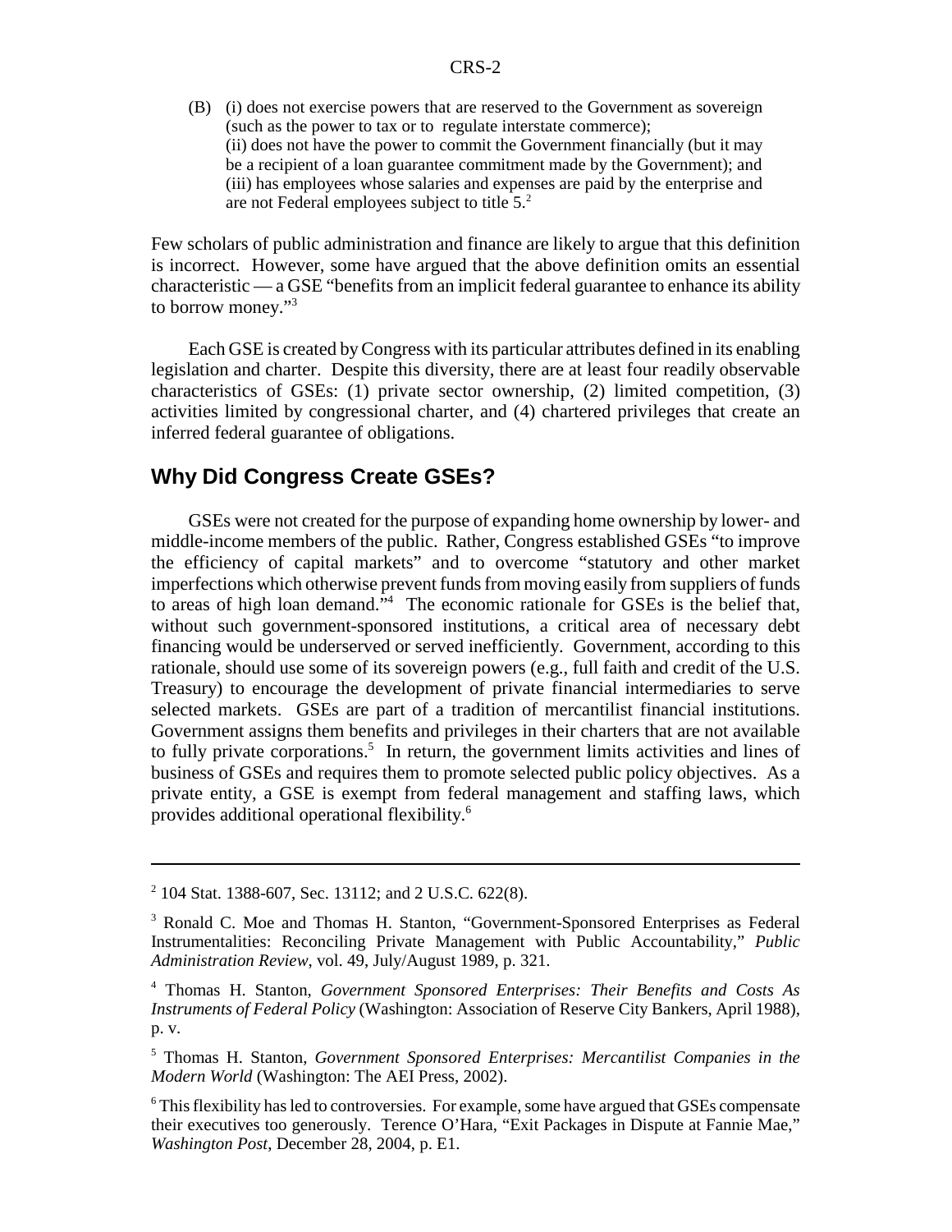(B) (i) does not exercise powers that are reserved to the Government as sovereign (such as the power to tax or to regulate interstate commerce);
(ii) does not have the power to commit the Government financially (but it may be a recipient of a loan guarantee commitment made by the Government); and
(iii) has employees whose salaries and expenses are paid by the enterprise and are not Federal employees subject to title 5.[2]

Few scholars of public administration and finance are likely to argue that this definition is incorrect. However, some have argued that the above definition omits an essential characteristic — a GSE "benefits from an implicit federal guarantee to enhance its ability to borrow money."[3]

Each GSE is created by Congress with its particular attributes defined in its enabling legislation and charter. Despite this diversity, there are at least four readily observable characteristics of GSEs: (1) private sector ownership, (2) limited competition, (3) activities limited by congressional charter, and (4) chartered privileges that create an inferred federal guarantee of obligations.

## Why Did Congress Create GSEs?

GSEs were not created for the purpose of expanding home ownership by lower- and middle-income members of the public. Rather, Congress established GSEs "to improve the efficiency of capital markets" and to overcome "statutory and other market imperfections which otherwise prevent funds from moving easily from suppliers of funds to areas of high loan demand."[4] The economic rationale for GSEs is the belief that, without such government-sponsored institutions, a critical area of necessary debt financing would be underserved or served inefficiently. Government, according to this rationale, should use some of its sovereign powers (e.g., full faith and credit of the U.S. Treasury) to encourage the development of private financial intermediaries to serve selected markets. GSEs are part of a tradition of mercantilist financial institutions. Government assigns them benefits and privileges in their charters that are not available to fully private corporations.[5] In return, the government limits activities and lines of business of GSEs and requires them to promote selected public policy objectives. As a private entity, a GSE is exempt from federal management and staffing laws, which provides additional operational flexibility.[6]

---

[2] 104 Stat. 1388-607, Sec. 13112; and 2 U.S.C. 622(8).

[3] Ronald C. Moe and Thomas H. Stanton, "Government-Sponsored Enterprises as Federal Instrumentalities: Reconciling Private Management with Public Accountability," *Public Administration Review*, vol. 49, July/August 1989, p. 321.

[4] Thomas H. Stanton, *Government Sponsored Enterprises: Their Benefits and Costs As Instruments of Federal Policy* (Washington: Association of Reserve City Bankers, April 1988), p. v.

[5] Thomas H. Stanton, *Government Sponsored Enterprises: Mercantilist Companies in the Modern World* (Washington: The AEI Press, 2002).

[6] This flexibility has led to controversies. For example, some have argued that GSEs compensate their executives too generously. Terence O'Hara, "Exit Packages in Dispute at Fannie Mae," *Washington Post*, December 28, 2004, p. E1.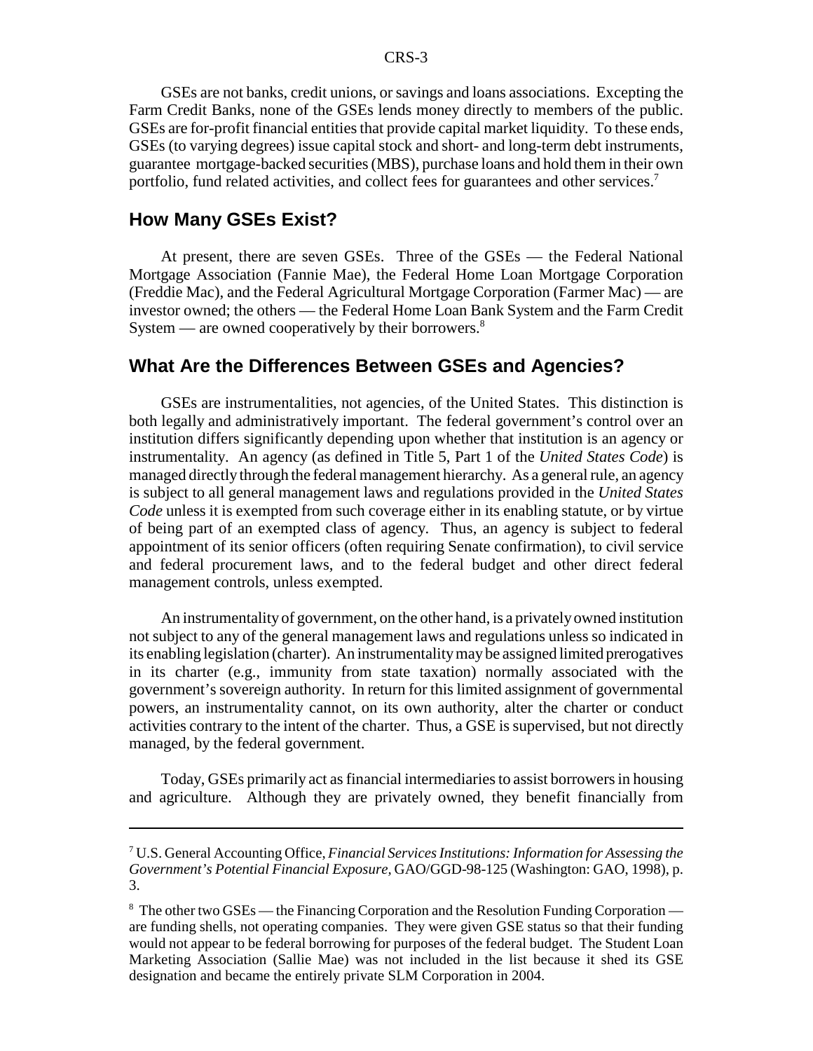GSEs are not banks, credit unions, or savings and loans associations. Excepting the Farm Credit Banks, none of the GSEs lends money directly to members of the public. GSEs are for-profit financial entities that provide capital market liquidity. To these ends, GSEs (to varying degrees) issue capital stock and short- and long-term debt instruments, guarantee mortgage-backed securities (MBS), purchase loans and hold them in their own portfolio, fund related activities, and collect fees for guarantees and other services.[7]

## How Many GSEs Exist?

At present, there are seven GSEs. Three of the GSEs — the Federal National Mortgage Association (Fannie Mae), the Federal Home Loan Mortgage Corporation (Freddie Mac), and the Federal Agricultural Mortgage Corporation (Farmer Mac) — are investor owned; the others — the Federal Home Loan Bank System and the Farm Credit System — are owned cooperatively by their borrowers.[8]

## What Are the Differences Between GSEs and Agencies?

GSEs are instrumentalities, not agencies, of the United States. This distinction is both legally and administratively important. The federal government's control over an institution differs significantly depending upon whether that institution is an agency or instrumentality. An agency (as defined in Title 5, Part 1 of the *United States Code*) is managed directly through the federal management hierarchy. As a general rule, an agency is subject to all general management laws and regulations provided in the *United States Code* unless it is exempted from such coverage either in its enabling statute, or by virtue of being part of an exempted class of agency. Thus, an agency is subject to federal appointment of its senior officers (often requiring Senate confirmation), to civil service and federal procurement laws, and to the federal budget and other direct federal management controls, unless exempted.

An instrumentality of government, on the other hand, is a privately owned institution not subject to any of the general management laws and regulations unless so indicated in its enabling legislation (charter). An instrumentality may be assigned limited prerogatives in its charter (e.g., immunity from state taxation) normally associated with the government's sovereign authority. In return for this limited assignment of governmental powers, an instrumentality cannot, on its own authority, alter the charter or conduct activities contrary to the intent of the charter. Thus, a GSE is supervised, but not directly managed, by the federal government.

Today, GSEs primarily act as financial intermediaries to assist borrowers in housing and agriculture. Although they are privately owned, they benefit financially from

---

[7] U.S. General Accounting Office, *Financial Services Institutions: Information for Assessing the Government's Potential Financial Exposure*, GAO/GGD-98-125 (Washington: GAO, 1998), p. 3.

[8] The other two GSEs — the Financing Corporation and the Resolution Funding Corporation — are funding shells, not operating companies. They were given GSE status so that their funding would not appear to be federal borrowing for purposes of the federal budget. The Student Loan Marketing Association (Sallie Mae) was not included in the list because it shed its GSE designation and became the entirely private SLM Corporation in 2004.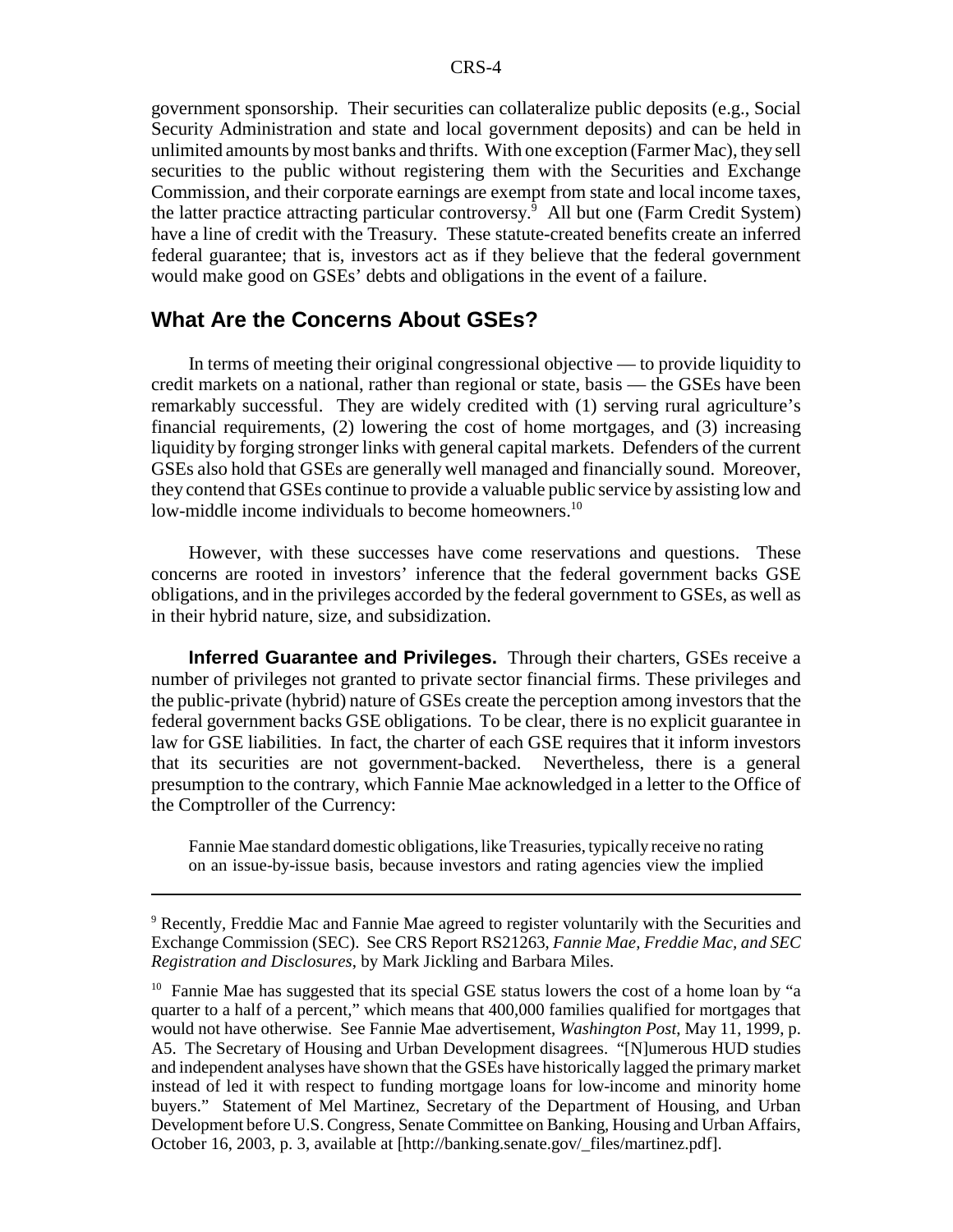government sponsorship. Their securities can collateralize public deposits (e.g., Social Security Administration and state and local government deposits) and can be held in unlimited amounts by most banks and thrifts. With one exception (Farmer Mac), they sell securities to the public without registering them with the Securities and Exchange Commission, and their corporate earnings are exempt from state and local income taxes, the latter practice attracting particular controversy.[9] All but one (Farm Credit System) have a line of credit with the Treasury. These statute-created benefits create an inferred federal guarantee; that is, investors act as if they believe that the federal government would make good on GSEs' debts and obligations in the event of a failure.

## What Are the Concerns About GSEs?

In terms of meeting their original congressional objective — to provide liquidity to credit markets on a national, rather than regional or state, basis — the GSEs have been remarkably successful. They are widely credited with (1) serving rural agriculture's financial requirements, (2) lowering the cost of home mortgages, and (3) increasing liquidity by forging stronger links with general capital markets. Defenders of the current GSEs also hold that GSEs are generally well managed and financially sound. Moreover, they contend that GSEs continue to provide a valuable public service by assisting low and low-middle income individuals to become homeowners.[10]

However, with these successes have come reservations and questions. These concerns are rooted in investors' inference that the federal government backs GSE obligations, and in the privileges accorded by the federal government to GSEs, as well as in their hybrid nature, size, and subsidization.

**Inferred Guarantee and Privileges.** Through their charters, GSEs receive a number of privileges not granted to private sector financial firms. These privileges and the public-private (hybrid) nature of GSEs create the perception among investors that the federal government backs GSE obligations. To be clear, there is no explicit guarantee in law for GSE liabilities. In fact, the charter of each GSE requires that it inform investors that its securities are not government-backed. Nevertheless, there is a general presumption to the contrary, which Fannie Mae acknowledged in a letter to the Office of the Comptroller of the Currency:

> Fannie Mae standard domestic obligations, like Treasuries, typically receive no rating on an issue-by-issue basis, because investors and rating agencies view the implied

---

[9] Recently, Freddie Mac and Fannie Mae agreed to register voluntarily with the Securities and Exchange Commission (SEC). See CRS Report RS21263, *Fannie Mae, Freddie Mac, and SEC Registration and Disclosures*, by Mark Jickling and Barbara Miles.

[10] Fannie Mae has suggested that its special GSE status lowers the cost of a home loan by "a quarter to a half of a percent," which means that 400,000 families qualified for mortgages that would not have otherwise. See Fannie Mae advertisement, *Washington Post*, May 11, 1999, p. A5. The Secretary of Housing and Urban Development disagrees. "[N]umerous HUD studies and independent analyses have shown that the GSEs have historically lagged the primary market instead of led it with respect to funding mortgage loans for low-income and minority home buyers." Statement of Mel Martinez, Secretary of the Department of Housing, and Urban Development before U.S. Congress, Senate Committee on Banking, Housing and Urban Affairs, October 16, 2003, p. 3, available at [http://banking.senate.gov/_files/martinez.pdf].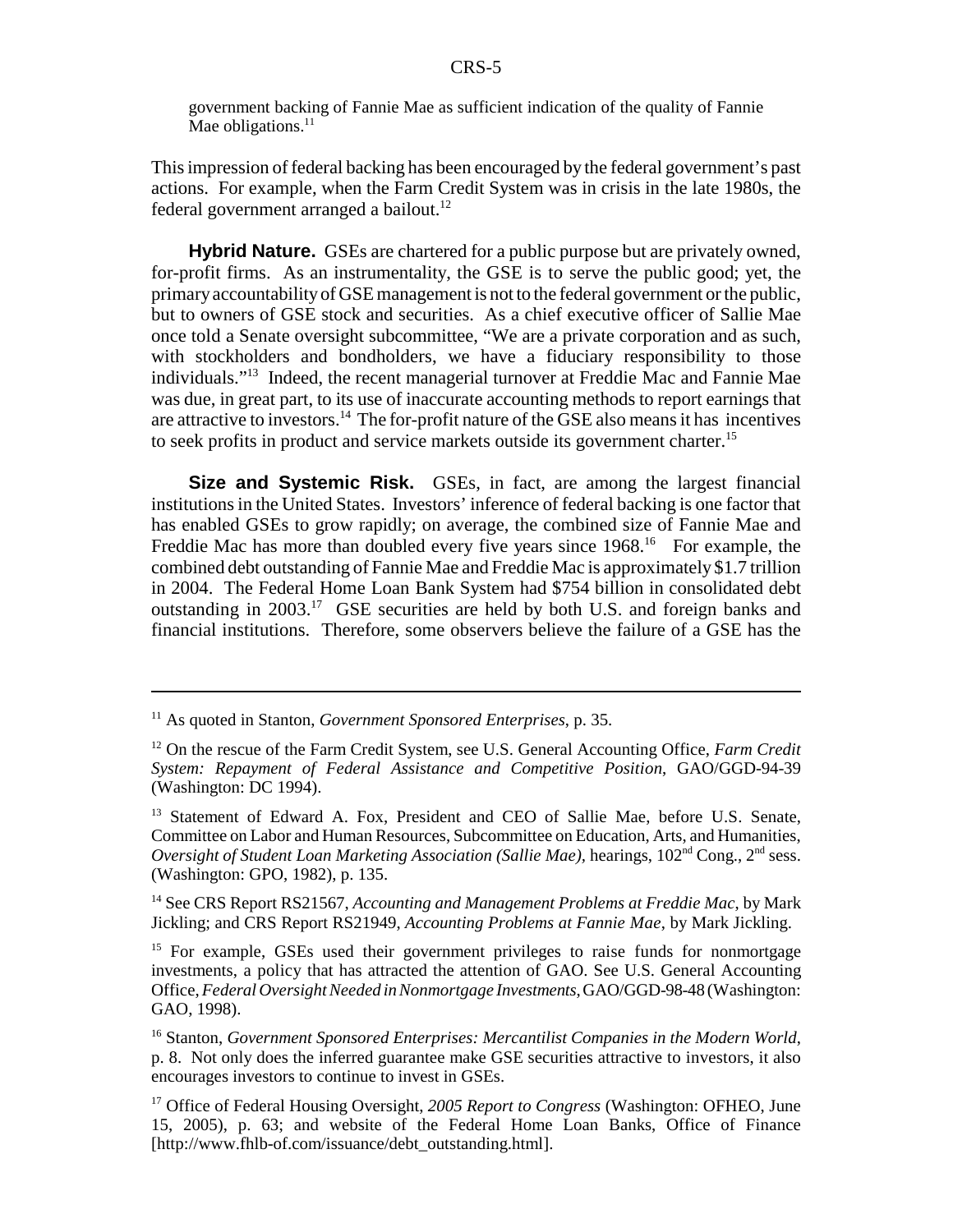government backing of Fannie Mae as sufficient indication of the quality of Fannie Mae obligations.[11]

This impression of federal backing has been encouraged by the federal government's past actions. For example, when the Farm Credit System was in crisis in the late 1980s, the federal government arranged a bailout.[12]

**Hybrid Nature.** GSEs are chartered for a public purpose but are privately owned, for-profit firms. As an instrumentality, the GSE is to serve the public good; yet, the primary accountability of GSE management is not to the federal government or the public, but to owners of GSE stock and securities. As a chief executive officer of Sallie Mae once told a Senate oversight subcommittee, "We are a private corporation and as such, with stockholders and bondholders, we have a fiduciary responsibility to those individuals."[13] Indeed, the recent managerial turnover at Freddie Mac and Fannie Mae was due, in great part, to its use of inaccurate accounting methods to report earnings that are attractive to investors.[14] The for-profit nature of the GSE also means it has incentives to seek profits in product and service markets outside its government charter.[15]

**Size and Systemic Risk.** GSEs, in fact, are among the largest financial institutions in the United States. Investors' inference of federal backing is one factor that has enabled GSEs to grow rapidly; on average, the combined size of Fannie Mae and Freddie Mac has more than doubled every five years since 1968.[16] For example, the combined debt outstanding of Fannie Mae and Freddie Mac is approximately $1.7 trillion in 2004. The Federal Home Loan Bank System had $754 billion in consolidated debt outstanding in 2003.[17] GSE securities are held by both U.S. and foreign banks and financial institutions. Therefore, some observers believe the failure of a GSE has the

---

[11] As quoted in Stanton, *Government Sponsored Enterprises*, p. 35.

[12] On the rescue of the Farm Credit System, see U.S. General Accounting Office, *Farm Credit System: Repayment of Federal Assistance and Competitive Position*, GAO/GGD-94-39 (Washington: DC 1994).

[13] Statement of Edward A. Fox, President and CEO of Sallie Mae, before U.S. Senate, Committee on Labor and Human Resources, Subcommittee on Education, Arts, and Humanities, *Oversight of Student Loan Marketing Association (Sallie Mae)*, hearings, 102nd Cong., 2nd sess. (Washington: GPO, 1982), p. 135.

[14] See CRS Report RS21567, *Accounting and Management Problems at Freddie Mac*, by Mark Jickling; and CRS Report RS21949, *Accounting Problems at Fannie Mae*, by Mark Jickling.

[15] For example, GSEs used their government privileges to raise funds for nonmortgage investments, a policy that has attracted the attention of GAO. See U.S. General Accounting Office, *Federal Oversight Needed in Nonmortgage Investments*, GAO/GGD-98-48 (Washington: GAO, 1998).

[16] Stanton, *Government Sponsored Enterprises: Mercantilist Companies in the Modern World*, p. 8. Not only does the inferred guarantee make GSE securities attractive to investors, it also encourages investors to continue to invest in GSEs.

[17] Office of Federal Housing Oversight, *2005 Report to Congress* (Washington: OFHEO, June 15, 2005), p. 63; and website of the Federal Home Loan Banks, Office of Finance [http://www.fhlb-of.com/issuance/debt_outstanding.html].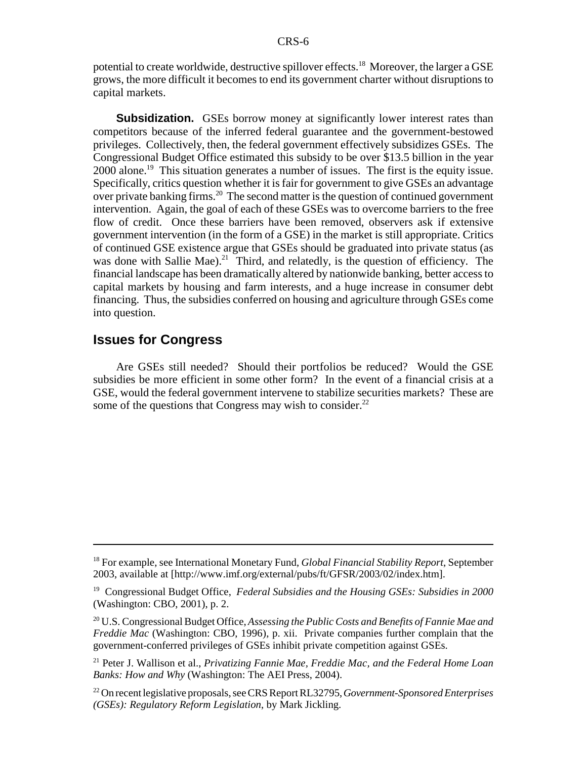potential to create worldwide, destructive spillover effects.[18] Moreover, the larger a GSE grows, the more difficult it becomes to end its government charter without disruptions to capital markets.

**Subsidization.** GSEs borrow money at significantly lower interest rates than competitors because of the inferred federal guarantee and the government-bestowed privileges. Collectively, then, the federal government effectively subsidizes GSEs. The Congressional Budget Office estimated this subsidy to be over $13.5 billion in the year 2000 alone.[19] This situation generates a number of issues. The first is the equity issue. Specifically, critics question whether it is fair for government to give GSEs an advantage over private banking firms.[20] The second matter is the question of continued government intervention. Again, the goal of each of these GSEs was to overcome barriers to the free flow of credit. Once these barriers have been removed, observers ask if extensive government intervention (in the form of a GSE) in the market is still appropriate. Critics of continued GSE existence argue that GSEs should be graduated into private status (as was done with Sallie Mae).[21] Third, and relatedly, is the question of efficiency. The financial landscape has been dramatically altered by nationwide banking, better access to capital markets by housing and farm interests, and a huge increase in consumer debt financing. Thus, the subsidies conferred on housing and agriculture through GSEs come into question.

## Issues for Congress

Are GSEs still needed? Should their portfolios be reduced? Would the GSE subsidies be more efficient in some other form? In the event of a financial crisis at a GSE, would the federal government intervene to stabilize securities markets? These are some of the questions that Congress may wish to consider.[22]

---

[18] For example, see International Monetary Fund, *Global Financial Stability Report*, September 2003, available at [http://www.imf.org/external/pubs/ft/GFSR/2003/02/index.htm].

[19] Congressional Budget Office, *Federal Subsidies and the Housing GSEs: Subsidies in 2000* (Washington: CBO, 2001), p. 2.

[20] U.S. Congressional Budget Office, *Assessing the Public Costs and Benefits of Fannie Mae and Freddie Mac* (Washington: CBO, 1996), p. xii. Private companies further complain that the government-conferred privileges of GSEs inhibit private competition against GSEs.

[21] Peter J. Wallison et al., *Privatizing Fannie Mae, Freddie Mac, and the Federal Home Loan Banks: How and Why* (Washington: The AEI Press, 2004).

[22] On recent legislative proposals, see CRS Report RL32795, *Government-Sponsored Enterprises (GSEs): Regulatory Reform Legislation*, by Mark Jickling.